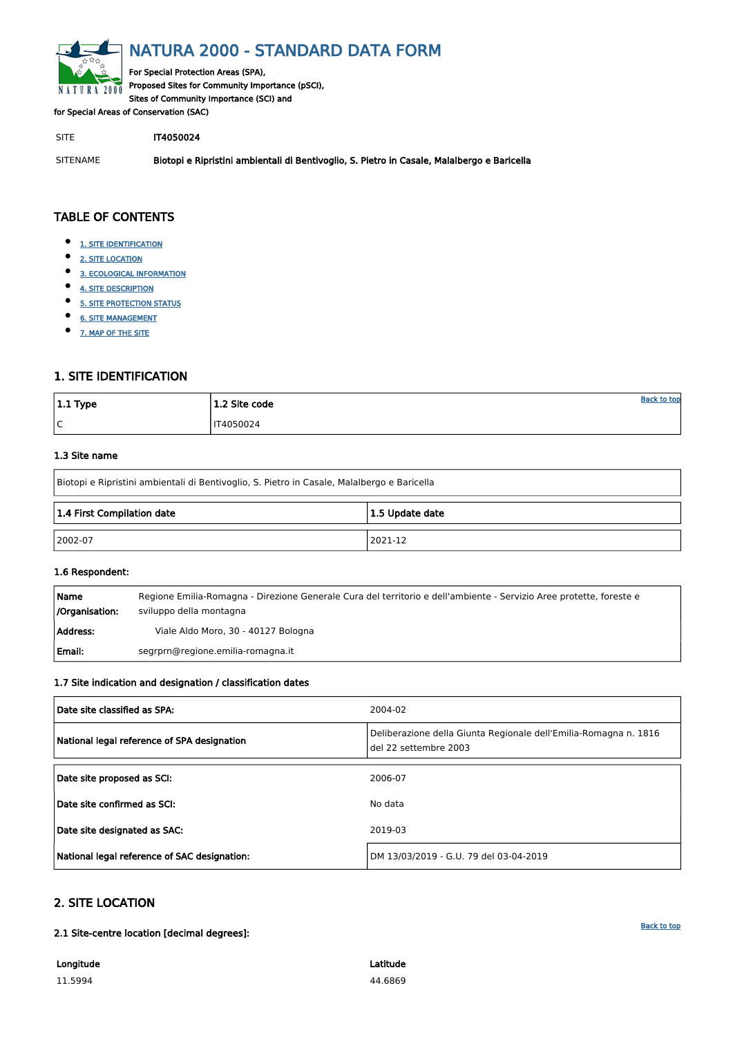# NATURA 2000 - STANDARD DATA FORM

For Special Protection Areas (SPA),
Proposed Sites for Community Importance (pSCI),
Sites of Community Importance (SCI) and
for Special Areas of Conservation (SAC)

SITE IT4050024

SITENAME **Biotopi e Ripristini ambientali di Bentivoglio, S. Pietro in Casale, Malalbergo e Baricella**

## TABLE OF CONTENTS

- 1. SITE IDENTIFICATION
- 2. SITE LOCATION
- 3. ECOLOGICAL INFORMATION
- 4. SITE DESCRIPTION
- 5. SITE PROTECTION STATUS
- 6. SITE MANAGEMENT
- 7. MAP OF THE SITE

## 1. SITE IDENTIFICATION

| 1.1 Type | 1.2 Site code |
|---|---|
| C | IT4050024 |

### 1.3 Site name

| Biotopi e Ripristini ambientali di Bentivoglio, S. Pietro in Casale, Malalbergo e Baricella |
|---|

| 1.4 First Compilation date | 1.5 Update date |
|---|---|
| 2002-07 | 2021-12 |

### 1.6 Respondent:

| | |
|---|---|
| **Name /Organisation:** | Regione Emilia-Romagna - Direzione Generale Cura del territorio e dell'ambiente - Servizio Aree protette, foreste e sviluppo della montagna |
| **Address:** | Viale Aldo Moro, 30 - 40127 Bologna |
| **Email:** | segrprn@regione.emilia-romagna.it |

### 1.7 Site indication and designation / classification dates

| | |
|---|---|
| **Date site classified as SPA:** | 2004-02 |
| **National legal reference of SPA designation** | Deliberazione della Giunta Regionale dell'Emilia-Romagna n. 1816 del 22 settembre 2003 |

| | |
|---|---|
| **Date site proposed as SCI:** | 2006-07 |
| **Date site confirmed as SCI:** | No data |
| **Date site designated as SAC:** | 2019-03 |
| **National legal reference of SAC designation:** | DM 13/03/2019 - G.U. 79 del 03-04-2019 |

## 2. SITE LOCATION

### 2.1 Site-centre location [decimal degrees]:

| Longitude | Latitude |
|---|---|
| 11.5994 | 44.6869 |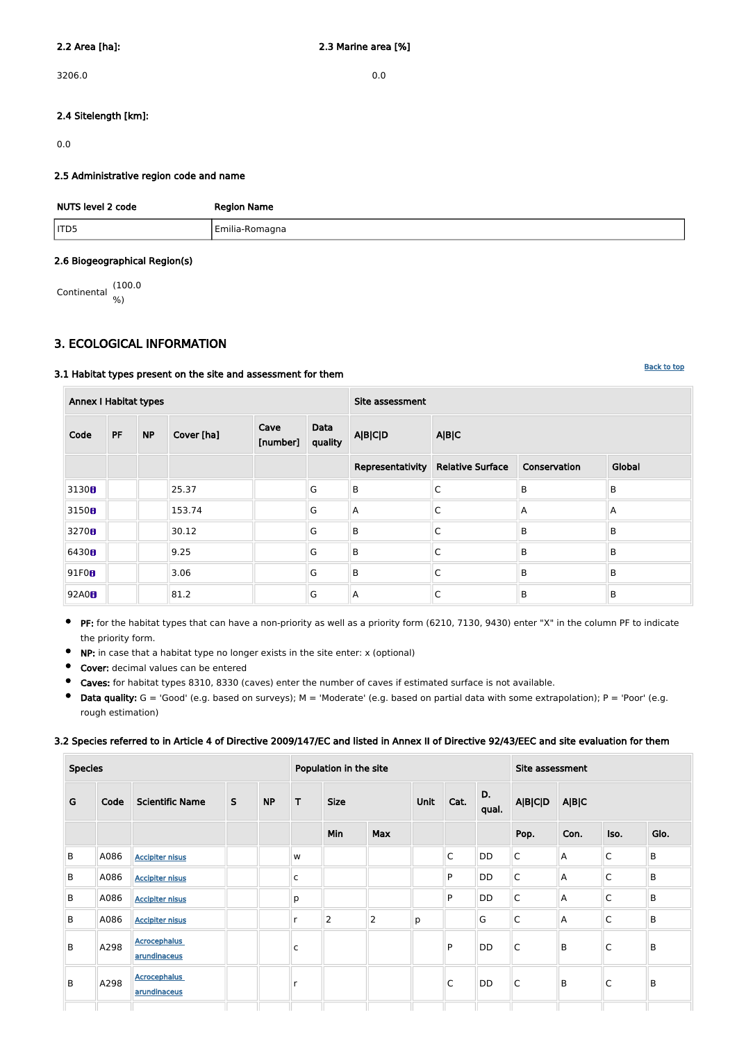**2.2 Area [ha]:**

3206.0

**2.3 Marine area [%]**

0.0

**2.4 Sitelength [km]:**

0.0

**2.5 Administrative region code and name**

| NUTS level 2 code | Region Name |
|---|---|
| ITD5 | Emilia-Romagna |

**2.6 Biogeographical Region(s)**

Continental (100.0 %)

## 3. ECOLOGICAL INFORMATION

Back to top

**3.1 Habitat types present on the site and assessment for them**

| Annex I Habitat types | | | | | | Site assessment | | | |
|---|---|---|---|---|---|---|---|---|---|
| Code | PF | NP | Cover [ha] | Cave [number] | Data quality | A\|B\|C\|D | A\|B\|C | | |
| | | | | | | Representativity | Relative Surface | Conservation | Global |
| 3130 | | | 25.37 | | G | B | C | B | B |
| 3150 | | | 153.74 | | G | A | C | A | A |
| 3270 | | | 30.12 | | G | B | C | B | B |
| 6430 | | | 9.25 | | G | B | C | B | B |
| 91F0 | | | 3.06 | | G | B | C | B | B |
| 92A0 | | | 81.2 | | G | A | C | B | B |

- **PF:** for the habitat types that can have a non-priority as well as a priority form (6210, 7130, 9430) enter "X" in the column PF to indicate the priority form.
- **NP:** in case that a habitat type no longer exists in the site enter: x (optional)
- **Cover:** decimal values can be entered
- **Caves:** for habitat types 8310, 8330 (caves) enter the number of caves if estimated surface is not available.
- **Data quality:** G = 'Good' (e.g. based on surveys); M = 'Moderate' (e.g. based on partial data with some extrapolation); P = 'Poor' (e.g. rough estimation)

**3.2 Species referred to in Article 4 of Directive 2009/147/EC and listed in Annex II of Directive 92/43/EEC and site evaluation for them**

| Species | | | | | Population in the site | | | | | | Site assessment | | | |
|---|---|---|---|---|---|---|---|---|---|---|---|---|---|---|
| G | Code | Scientific Name | S | NP | T | Size | | Unit | Cat. | D. qual. | A\|B\|C\|D | A\|B\|C | | |
| | | | | | | Min | Max | | | | Pop. | Con. | Iso. | Glo. |
| B | A086 | Accipiter nisus | | | w | | | | C | DD | C | A | C | B |
| B | A086 | Accipiter nisus | | | c | | | | P | DD | C | A | C | B |
| B | A086 | Accipiter nisus | | | p | | | | P | DD | C | A | C | B |
| B | A086 | Accipiter nisus | | | r | 2 | 2 | p | | G | C | A | C | B |
| B | A298 | Acrocephalus arundinaceus | | | c | | | | P | DD | C | B | C | B |
| B | A298 | Acrocephalus arundinaceus | | | r | | | | C | DD | C | B | C | B |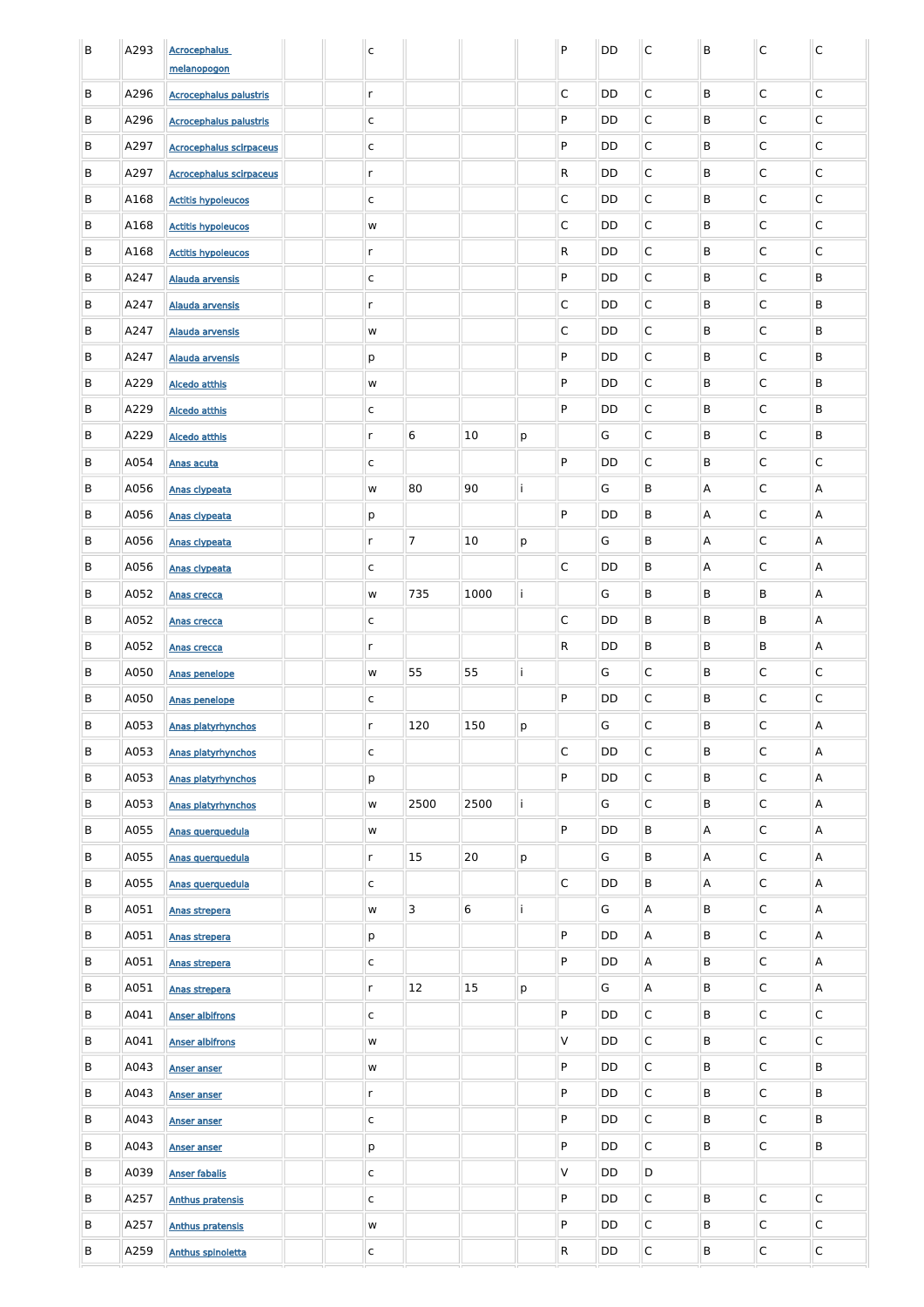| B | A293 | Acrocephalus melanopogon | | | c | | | | P | DD | C | B | C | C |
|---|---|---|---|---|---|---|---|---|---|---|---|---|---|---|
| B | A296 | Acrocephalus palustris | | | r | | | | C | DD | C | B | C | C |
| B | A296 | Acrocephalus palustris | | | c | | | | P | DD | C | B | C | C |
| B | A297 | Acrocephalus scirpaceus | | | c | | | | P | DD | C | B | C | C |
| B | A297 | Acrocephalus scirpaceus | | | r | | | | R | DD | C | B | C | C |
| B | A168 | Actitis hypoleucos | | | c | | | | C | DD | C | B | C | C |
| B | A168 | Actitis hypoleucos | | | w | | | | C | DD | C | B | C | C |
| B | A168 | Actitis hypoleucos | | | r | | | | R | DD | C | B | C | C |
| B | A247 | Alauda arvensis | | | c | | | | P | DD | C | B | C | B |
| B | A247 | Alauda arvensis | | | r | | | | C | DD | C | B | C | B |
| B | A247 | Alauda arvensis | | | w | | | | C | DD | C | B | C | B |
| B | A247 | Alauda arvensis | | | p | | | | P | DD | C | B | C | B |
| B | A229 | Alcedo atthis | | | w | | | | P | DD | C | B | C | B |
| B | A229 | Alcedo atthis | | | c | | | | P | DD | C | B | C | B |
| B | A229 | Alcedo atthis | | | r | 6 | 10 | p | | G | C | B | C | B |
| B | A054 | Anas acuta | | | c | | | | P | DD | C | B | C | C |
| B | A056 | Anas clypeata | | | w | 80 | 90 | i | | G | B | A | C | A |
| B | A056 | Anas clypeata | | | p | | | | P | DD | B | A | C | A |
| B | A056 | Anas clypeata | | | r | 7 | 10 | p | | G | B | A | C | A |
| B | A056 | Anas clypeata | | | c | | | | C | DD | B | A | C | A |
| B | A052 | Anas crecca | | | w | 735 | 1000 | i | | G | B | B | B | A |
| B | A052 | Anas crecca | | | c | | | | C | DD | B | B | B | A |
| B | A052 | Anas crecca | | | r | | | | R | DD | B | B | B | A |
| B | A050 | Anas penelope | | | w | 55 | 55 | i | | G | C | B | C | C |
| B | A050 | Anas penelope | | | c | | | | P | DD | C | B | C | C |
| B | A053 | Anas platyrhynchos | | | r | 120 | 150 | p | | G | C | B | C | A |
| B | A053 | Anas platyrhynchos | | | c | | | | C | DD | C | B | C | A |
| B | A053 | Anas platyrhynchos | | | p | | | | P | DD | C | B | C | A |
| B | A053 | Anas platyrhynchos | | | w | 2500 | 2500 | i | | G | C | B | C | A |
| B | A055 | Anas querquedula | | | w | | | | P | DD | B | A | C | A |
| B | A055 | Anas querquedula | | | r | 15 | 20 | p | | G | B | A | C | A |
| B | A055 | Anas querquedula | | | c | | | | C | DD | B | A | C | A |
| B | A051 | Anas strepera | | | w | 3 | 6 | i | | G | A | B | C | A |
| B | A051 | Anas strepera | | | p | | | | P | DD | A | B | C | A |
| B | A051 | Anas strepera | | | c | | | | P | DD | A | B | C | A |
| B | A051 | Anas strepera | | | r | 12 | 15 | p | | G | A | B | C | A |
| B | A041 | Anser albifrons | | | c | | | | P | DD | C | B | C | C |
| B | A041 | Anser albifrons | | | w | | | | V | DD | C | B | C | C |
| B | A043 | Anser anser | | | w | | | | P | DD | C | B | C | B |
| B | A043 | Anser anser | | | r | | | | P | DD | C | B | C | B |
| B | A043 | Anser anser | | | c | | | | P | DD | C | B | C | B |
| B | A043 | Anser anser | | | p | | | | P | DD | C | B | C | B |
| B | A039 | Anser fabalis | | | c | | | | V | DD | D | | | |
| B | A257 | Anthus pratensis | | | c | | | | P | DD | C | B | C | C |
| B | A257 | Anthus pratensis | | | w | | | | P | DD | C | B | C | C |
| B | A259 | Anthus spinoletta | | | c | | | | R | DD | C | B | C | C |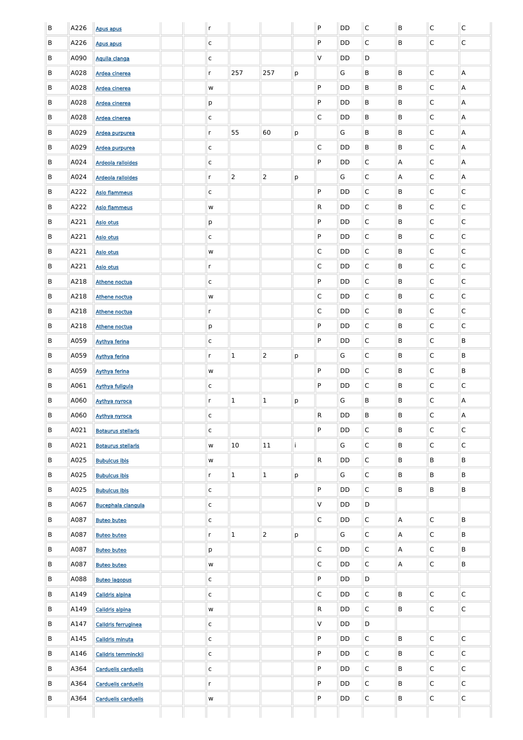| | | | | | | | | | | | | | | | |
|---|---|---|---|---|---|---|---|---|---|---|---|---|---|---|---|
| B | A226 | Apus apus | | | r | | | | P | DD | C | B | C | C |
| B | A226 | Apus apus | | | c | | | | P | DD | C | B | C | C |
| B | A090 | Aquila clanga | | | c | | | | V | DD | D | | | |
| B | A028 | Ardea cinerea | | | r | 257 | 257 | p | | G | B | B | C | A |
| B | A028 | Ardea cinerea | | | w | | | | P | DD | B | B | C | A |
| B | A028 | Ardea cinerea | | | p | | | | P | DD | B | B | C | A |
| B | A028 | Ardea cinerea | | | c | | | | C | DD | B | B | C | A |
| B | A029 | Ardea purpurea | | | r | 55 | 60 | p | | G | B | B | C | A |
| B | A029 | Ardea purpurea | | | c | | | | C | DD | B | B | C | A |
| B | A024 | Ardeola ralloides | | | c | | | | P | DD | C | A | C | A |
| B | A024 | Ardeola ralloides | | | r | 2 | 2 | p | | G | C | A | C | A |
| B | A222 | Asio flammeus | | | c | | | | P | DD | C | B | C | C |
| B | A222 | Asio flammeus | | | w | | | | R | DD | C | B | C | C |
| B | A221 | Asio otus | | | p | | | | P | DD | C | B | C | C |
| B | A221 | Asio otus | | | c | | | | P | DD | C | B | C | C |
| B | A221 | Asio otus | | | w | | | | C | DD | C | B | C | C |
| B | A221 | Asio otus | | | r | | | | C | DD | C | B | C | C |
| B | A218 | Athene noctua | | | c | | | | P | DD | C | B | C | C |
| B | A218 | Athene noctua | | | w | | | | C | DD | C | B | C | C |
| B | A218 | Athene noctua | | | r | | | | C | DD | C | B | C | C |
| B | A218 | Athene noctua | | | p | | | | P | DD | C | B | C | C |
| B | A059 | Aythya ferina | | | c | | | | P | DD | C | B | C | B |
| B | A059 | Aythya ferina | | | r | 1 | 2 | p | | G | C | B | C | B |
| B | A059 | Aythya ferina | | | w | | | | P | DD | C | B | C | B |
| B | A061 | Aythya fuligula | | | c | | | | P | DD | C | B | C | C |
| B | A060 | Aythya nyroca | | | r | 1 | 1 | p | | G | B | B | C | A |
| B | A060 | Aythya nyroca | | | c | | | | R | DD | B | B | C | A |
| B | A021 | Botaurus stellaris | | | c | | | | P | DD | C | B | C | C |
| B | A021 | Botaurus stellaris | | | w | 10 | 11 | i | | G | C | B | C | C |
| B | A025 | Bubulcus ibis | | | w | | | | R | DD | C | B | B | B |
| B | A025 | Bubulcus ibis | | | r | 1 | 1 | p | | G | C | B | B | B |
| B | A025 | Bubulcus ibis | | | c | | | | P | DD | C | B | B | B |
| B | A067 | Bucephala clangula | | | c | | | | V | DD | D | | | |
| B | A087 | Buteo buteo | | | c | | | | C | DD | C | A | C | B |
| B | A087 | Buteo buteo | | | r | 1 | 2 | p | | G | C | A | C | B |
| B | A087 | Buteo buteo | | | p | | | | C | DD | C | A | C | B |
| B | A087 | Buteo buteo | | | w | | | | C | DD | C | A | C | B |
| B | A088 | Buteo lagopus | | | c | | | | P | DD | D | | | |
| B | A149 | Calidris alpina | | | c | | | | C | DD | C | B | C | C |
| B | A149 | Calidris alpina | | | w | | | | R | DD | C | B | C | C |
| B | A147 | Calidris ferruginea | | | c | | | | V | DD | D | | | |
| B | A145 | Calidris minuta | | | c | | | | P | DD | C | B | C | C |
| B | A146 | Calidris temminckii | | | c | | | | P | DD | C | B | C | C |
| B | A364 | Carduelis carduelis | | | c | | | | P | DD | C | B | C | C |
| B | A364 | Carduelis carduelis | | | r | | | | P | DD | C | B | C | C |
| B | A364 | Carduelis carduelis | | | w | | | | P | DD | C | B | C | C |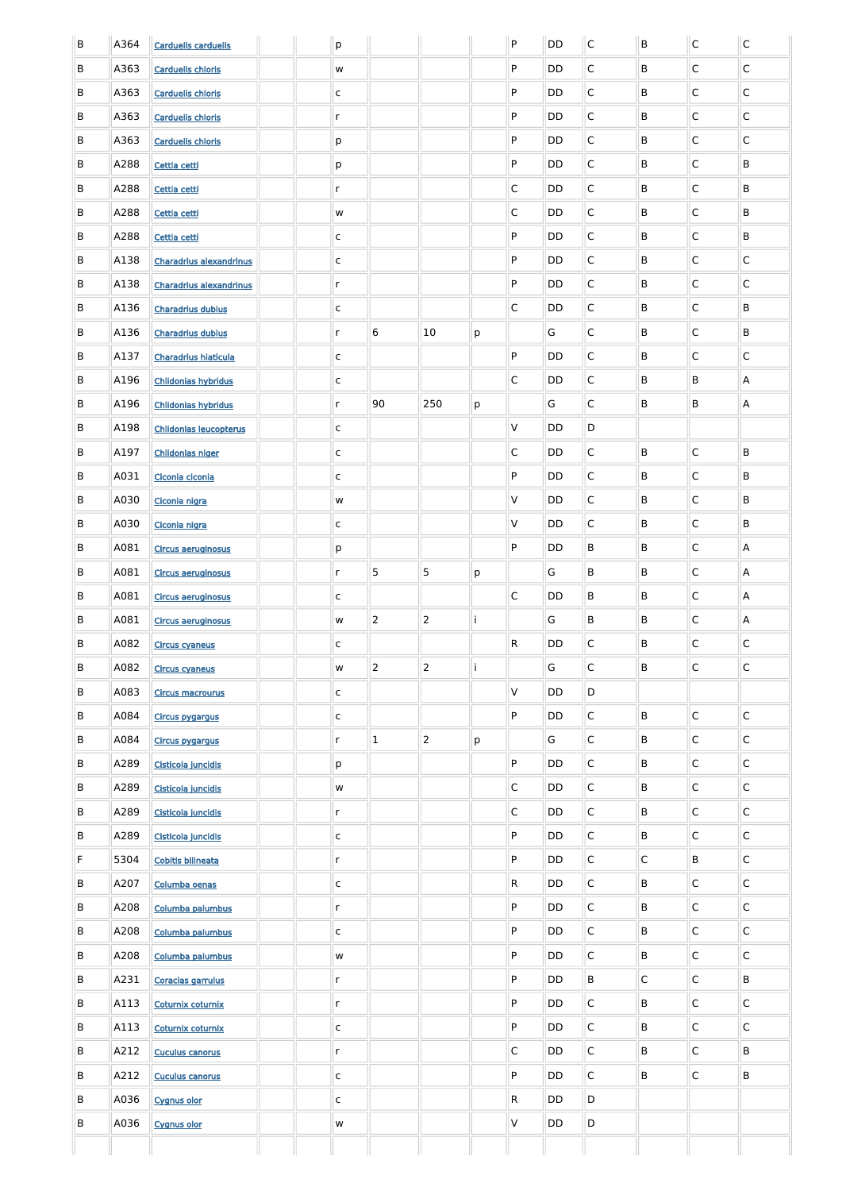| B | A364 | Carduelis carduelis | | | p | | | | P | DD | C | B | C | C |
|---|---|---|---|---|---|---|---|---|---|---|---|---|---|---|
| B | A363 | Carduelis chloris | | | w | | | | P | DD | C | B | C | C |
| B | A363 | Carduelis chloris | | | c | | | | P | DD | C | B | C | C |
| B | A363 | Carduelis chloris | | | r | | | | P | DD | C | B | C | C |
| B | A363 | Carduelis chloris | | | p | | | | P | DD | C | B | C | C |
| B | A288 | Cettia cetti | | | p | | | | P | DD | C | B | C | B |
| B | A288 | Cettia cetti | | | r | | | | C | DD | C | B | C | B |
| B | A288 | Cettia cetti | | | w | | | | C | DD | C | B | C | B |
| B | A288 | Cettia cetti | | | c | | | | P | DD | C | B | C | B |
| B | A138 | Charadrius alexandrinus | | | c | | | | P | DD | C | B | C | C |
| B | A138 | Charadrius alexandrinus | | | r | | | | P | DD | C | B | C | C |
| B | A136 | Charadrius dubius | | | c | | | | C | DD | C | B | C | B |
| B | A136 | Charadrius dubius | | | r | 6 | 10 | p | | G | C | B | C | B |
| B | A137 | Charadrius hiaticula | | | c | | | | P | DD | C | B | C | C |
| B | A196 | Chlidonias hybridus | | | c | | | | C | DD | C | B | B | A |
| B | A196 | Chlidonias hybridus | | | r | 90 | 250 | p | | G | C | B | B | A |
| B | A198 | Chlidonias leucopterus | | | c | | | | V | DD | D | | | |
| B | A197 | Chlidonias niger | | | c | | | | C | DD | C | B | C | B |
| B | A031 | Ciconia ciconia | | | c | | | | P | DD | C | B | C | B |
| B | A030 | Ciconia nigra | | | w | | | | V | DD | C | B | C | B |
| B | A030 | Ciconia nigra | | | c | | | | V | DD | C | B | C | B |
| B | A081 | Circus aeruginosus | | | p | | | | P | DD | B | B | C | A |
| B | A081 | Circus aeruginosus | | | r | 5 | 5 | p | | G | B | B | C | A |
| B | A081 | Circus aeruginosus | | | c | | | | C | DD | B | B | C | A |
| B | A081 | Circus aeruginosus | | | w | 2 | 2 | i | | G | B | B | C | A |
| B | A082 | Circus cyaneus | | | c | | | | R | DD | C | B | C | C |
| B | A082 | Circus cyaneus | | | w | 2 | 2 | i | | G | C | B | C | C |
| B | A083 | Circus macrourus | | | c | | | | V | DD | D | | | |
| B | A084 | Circus pygargus | | | c | | | | P | DD | C | B | C | C |
| B | A084 | Circus pygargus | | | r | 1 | 2 | p | | G | C | B | C | C |
| B | A289 | Cisticola juncidis | | | p | | | | P | DD | C | B | C | C |
| B | A289 | Cisticola juncidis | | | w | | | | C | DD | C | B | C | C |
| B | A289 | Cisticola juncidis | | | r | | | | C | DD | C | B | C | C |
| B | A289 | Cisticola juncidis | | | c | | | | P | DD | C | B | C | C |
| F | 5304 | Cobitis bilineata | | | r | | | | P | DD | C | C | B | C |
| B | A207 | Columba oenas | | | c | | | | R | DD | C | B | C | C |
| B | A208 | Columba palumbus | | | r | | | | P | DD | C | B | C | C |
| B | A208 | Columba palumbus | | | c | | | | P | DD | C | B | C | C |
| B | A208 | Columba palumbus | | | w | | | | P | DD | C | B | C | C |
| B | A231 | Coracias garrulus | | | r | | | | P | DD | B | C | C | B |
| B | A113 | Coturnix coturnix | | | r | | | | P | DD | C | B | C | C |
| B | A113 | Coturnix coturnix | | | c | | | | P | DD | C | B | C | C |
| B | A212 | Cuculus canorus | | | r | | | | C | DD | C | B | C | B |
| B | A212 | Cuculus canorus | | | c | | | | P | DD | C | B | C | B |
| B | A036 | Cygnus olor | | | c | | | | R | DD | D | | | |
| B | A036 | Cygnus olor | | | w | | | | V | DD | D | | | |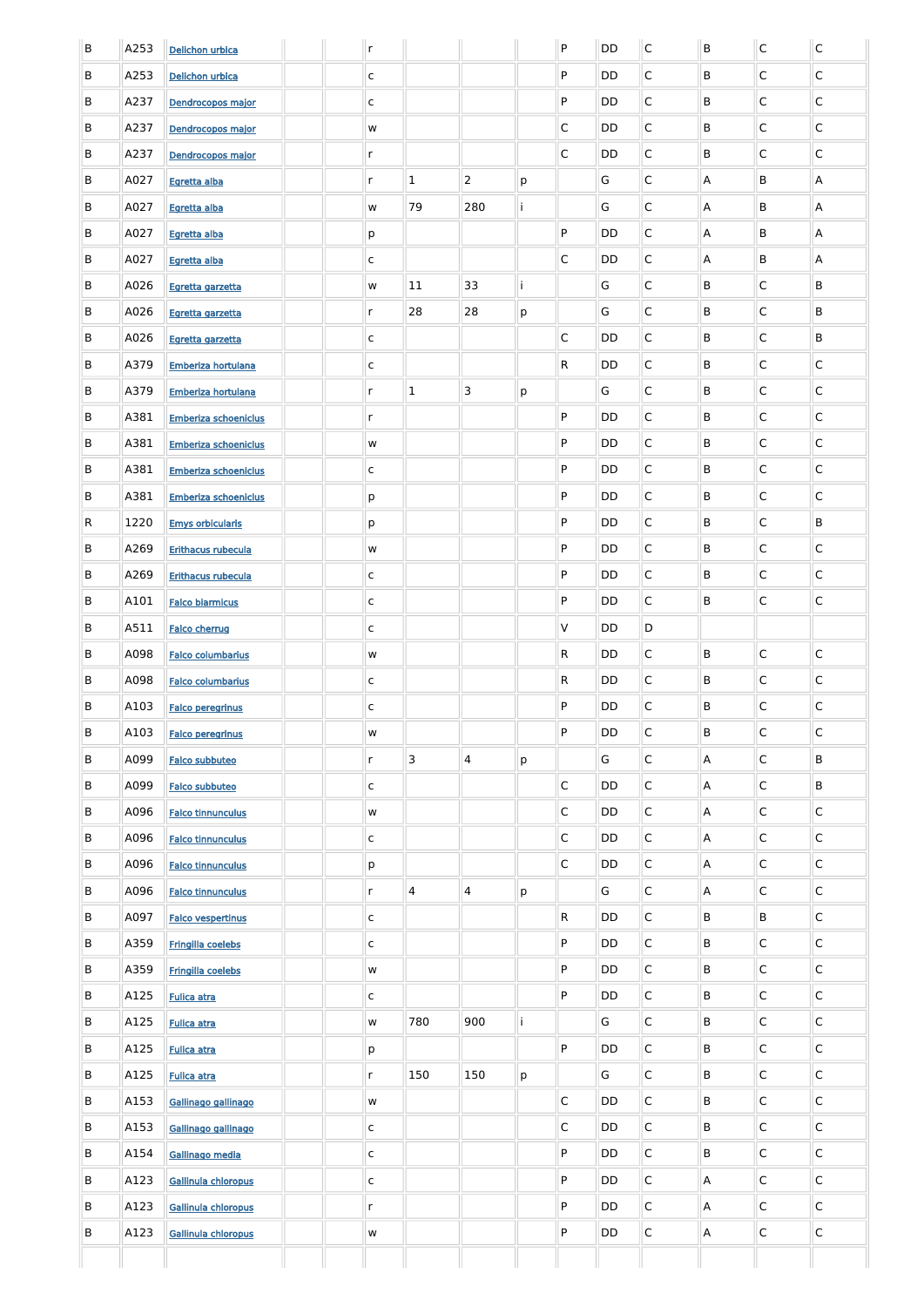| B | A253 | Delichon urbica | | | r | | | | P | DD | C | B | C | C |
|---|---|---|---|---|---|---|---|---|---|---|---|---|---|---|
| B | A253 | Delichon urbica | | | c | | | | P | DD | C | B | C | C |
| B | A237 | Dendrocopos major | | | c | | | | P | DD | C | B | C | C |
| B | A237 | Dendrocopos major | | | w | | | | C | DD | C | B | C | C |
| B | A237 | Dendrocopos major | | | r | | | | C | DD | C | B | C | C |
| B | A027 | Egretta alba | | | r | 1 | 2 | p | | G | C | A | B | A |
| B | A027 | Egretta alba | | | w | 79 | 280 | i | | G | C | A | B | A |
| B | A027 | Egretta alba | | | p | | | | P | DD | C | A | B | A |
| B | A027 | Egretta alba | | | c | | | | C | DD | C | A | B | A |
| B | A026 | Egretta garzetta | | | w | 11 | 33 | i | | G | C | B | C | B |
| B | A026 | Egretta garzetta | | | r | 28 | 28 | p | | G | C | B | C | B |
| B | A026 | Egretta garzetta | | | c | | | | C | DD | C | B | C | B |
| B | A379 | Emberiza hortulana | | | c | | | | R | DD | C | B | C | C |
| B | A379 | Emberiza hortulana | | | r | 1 | 3 | p | | G | C | B | C | C |
| B | A381 | Emberiza schoeniclus | | | r | | | | P | DD | C | B | C | C |
| B | A381 | Emberiza schoeniclus | | | w | | | | P | DD | C | B | C | C |
| B | A381 | Emberiza schoeniclus | | | c | | | | P | DD | C | B | C | C |
| B | A381 | Emberiza schoeniclus | | | p | | | | P | DD | C | B | C | C |
| R | 1220 | Emys orbicularis | | | p | | | | P | DD | C | B | C | B |
| B | A269 | Erithacus rubecula | | | w | | | | P | DD | C | B | C | C |
| B | A269 | Erithacus rubecula | | | c | | | | P | DD | C | B | C | C |
| B | A101 | Falco biarmicus | | | c | | | | P | DD | C | B | C | C |
| B | A511 | Falco cherrug | | | c | | | | V | DD | D | | | |
| B | A098 | Falco columbarius | | | w | | | | R | DD | C | B | C | C |
| B | A098 | Falco columbarius | | | c | | | | R | DD | C | B | C | C |
| B | A103 | Falco peregrinus | | | c | | | | P | DD | C | B | C | C |
| B | A103 | Falco peregrinus | | | w | | | | P | DD | C | B | C | C |
| B | A099 | Falco subbuteo | | | r | 3 | 4 | p | | G | C | A | C | B |
| B | A099 | Falco subbuteo | | | c | | | | C | DD | C | A | C | B |
| B | A096 | Falco tinnunculus | | | w | | | | C | DD | C | A | C | C |
| B | A096 | Falco tinnunculus | | | c | | | | C | DD | C | A | C | C |
| B | A096 | Falco tinnunculus | | | p | | | | C | DD | C | A | C | C |
| B | A096 | Falco tinnunculus | | | r | 4 | 4 | p | | G | C | A | C | C |
| B | A097 | Falco vespertinus | | | c | | | | R | DD | C | B | B | C |
| B | A359 | Fringilla coelebs | | | c | | | | P | DD | C | B | C | C |
| B | A359 | Fringilla coelebs | | | w | | | | P | DD | C | B | C | C |
| B | A125 | Fulica atra | | | c | | | | P | DD | C | B | C | C |
| B | A125 | Fulica atra | | | w | 780 | 900 | i | | G | C | B | C | C |
| B | A125 | Fulica atra | | | p | | | | P | DD | C | B | C | C |
| B | A125 | Fulica atra | | | r | 150 | 150 | p | | G | C | B | C | C |
| B | A153 | Gallinago gallinago | | | w | | | | C | DD | C | B | C | C |
| B | A153 | Gallinago gallinago | | | c | | | | C | DD | C | B | C | C |
| B | A154 | Gallinago media | | | c | | | | P | DD | C | B | C | C |
| B | A123 | Gallinula chloropus | | | c | | | | P | DD | C | A | C | C |
| B | A123 | Gallinula chloropus | | | r | | | | P | DD | C | A | C | C |
| B | A123 | Gallinula chloropus | | | w | | | | P | DD | C | A | C | C |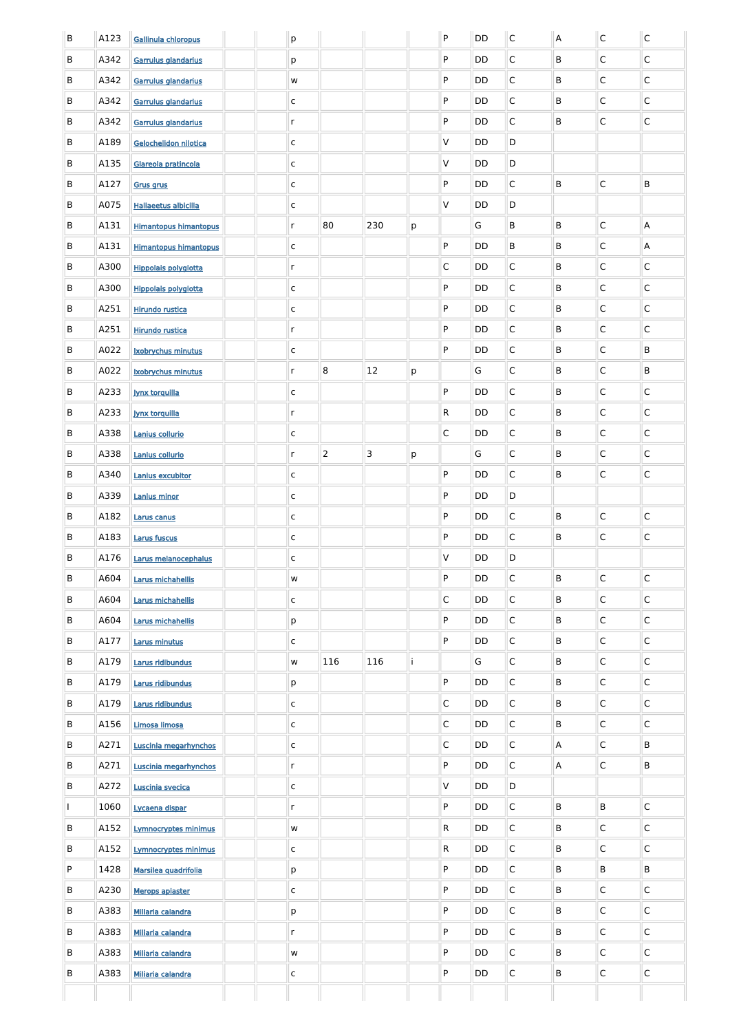| | | | | | | | | | | | | | | | |
|---|---|---|---|---|---|---|---|---|---|---|---|---|---|---|---|
| B | A123 | Gallinula chloropus | | | p | | | | P | DD | C | A | C | C |
| B | A342 | Garrulus glandarius | | | p | | | | P | DD | C | B | C | C |
| B | A342 | Garrulus glandarius | | | w | | | | P | DD | C | B | C | C |
| B | A342 | Garrulus glandarius | | | c | | | | P | DD | C | B | C | C |
| B | A342 | Garrulus glandarius | | | r | | | | P | DD | C | B | C | C |
| B | A189 | Gelochelidon nilotica | | | c | | | | V | DD | D | | | |
| B | A135 | Glareola pratincola | | | c | | | | V | DD | D | | | |
| B | A127 | Grus grus | | | c | | | | P | DD | C | B | C | B |
| B | A075 | Haliaeetus albicilla | | | c | | | | V | DD | D | | | |
| B | A131 | Himantopus himantopus | | | r | 80 | 230 | p | | G | B | B | C | A |
| B | A131 | Himantopus himantopus | | | c | | | | P | DD | B | B | C | A |
| B | A300 | Hippolais polyglotta | | | r | | | | C | DD | C | B | C | C |
| B | A300 | Hippolais polyglotta | | | c | | | | P | DD | C | B | C | C |
| B | A251 | Hirundo rustica | | | c | | | | P | DD | C | B | C | C |
| B | A251 | Hirundo rustica | | | r | | | | P | DD | C | B | C | C |
| B | A022 | Ixobrychus minutus | | | c | | | | P | DD | C | B | C | B |
| B | A022 | Ixobrychus minutus | | | r | 8 | 12 | p | | G | C | B | C | B |
| B | A233 | Jynx torquilla | | | c | | | | P | DD | C | B | C | C |
| B | A233 | Jynx torquilla | | | r | | | | R | DD | C | B | C | C |
| B | A338 | Lanius collurio | | | c | | | | C | DD | C | B | C | C |
| B | A338 | Lanius collurio | | | r | 2 | 3 | p | | G | C | B | C | C |
| B | A340 | Lanius excubitor | | | c | | | | P | DD | C | B | C | C |
| B | A339 | Lanius minor | | | c | | | | P | DD | D | | | |
| B | A182 | Larus canus | | | c | | | | P | DD | C | B | C | C |
| B | A183 | Larus fuscus | | | c | | | | P | DD | C | B | C | C |
| B | A176 | Larus melanocephalus | | | c | | | | V | DD | D | | | |
| B | A604 | Larus michahellis | | | w | | | | P | DD | C | B | C | C |
| B | A604 | Larus michahellis | | | c | | | | C | DD | C | B | C | C |
| B | A604 | Larus michahellis | | | p | | | | P | DD | C | B | C | C |
| B | A177 | Larus minutus | | | c | | | | P | DD | C | B | C | C |
| B | A179 | Larus ridibundus | | | w | 116 | 116 | i | | G | C | B | C | C |
| B | A179 | Larus ridibundus | | | p | | | | P | DD | C | B | C | C |
| B | A179 | Larus ridibundus | | | c | | | | C | DD | C | B | C | C |
| B | A156 | Limosa limosa | | | c | | | | C | DD | C | B | C | C |
| B | A271 | Luscinia megarhynchos | | | c | | | | C | DD | C | A | C | B |
| B | A271 | Luscinia megarhynchos | | | r | | | | P | DD | C | A | C | B |
| B | A272 | Luscinia svecica | | | c | | | | V | DD | D | | | |
| I | 1060 | Lycaena dispar | | | r | | | | P | DD | C | B | B | C |
| B | A152 | Lymnocryptes minimus | | | w | | | | R | DD | C | B | C | C |
| B | A152 | Lymnocryptes minimus | | | c | | | | R | DD | C | B | C | C |
| P | 1428 | Marsilea quadrifolia | | | p | | | | P | DD | C | B | B | B |
| B | A230 | Merops apiaster | | | c | | | | P | DD | C | B | C | C |
| B | A383 | Miliaria calandra | | | p | | | | P | DD | C | B | C | C |
| B | A383 | Miliaria calandra | | | r | | | | P | DD | C | B | C | C |
| B | A383 | Miliaria calandra | | | w | | | | P | DD | C | B | C | C |
| B | A383 | Miliaria calandra | | | c | | | | P | DD | C | B | C | C |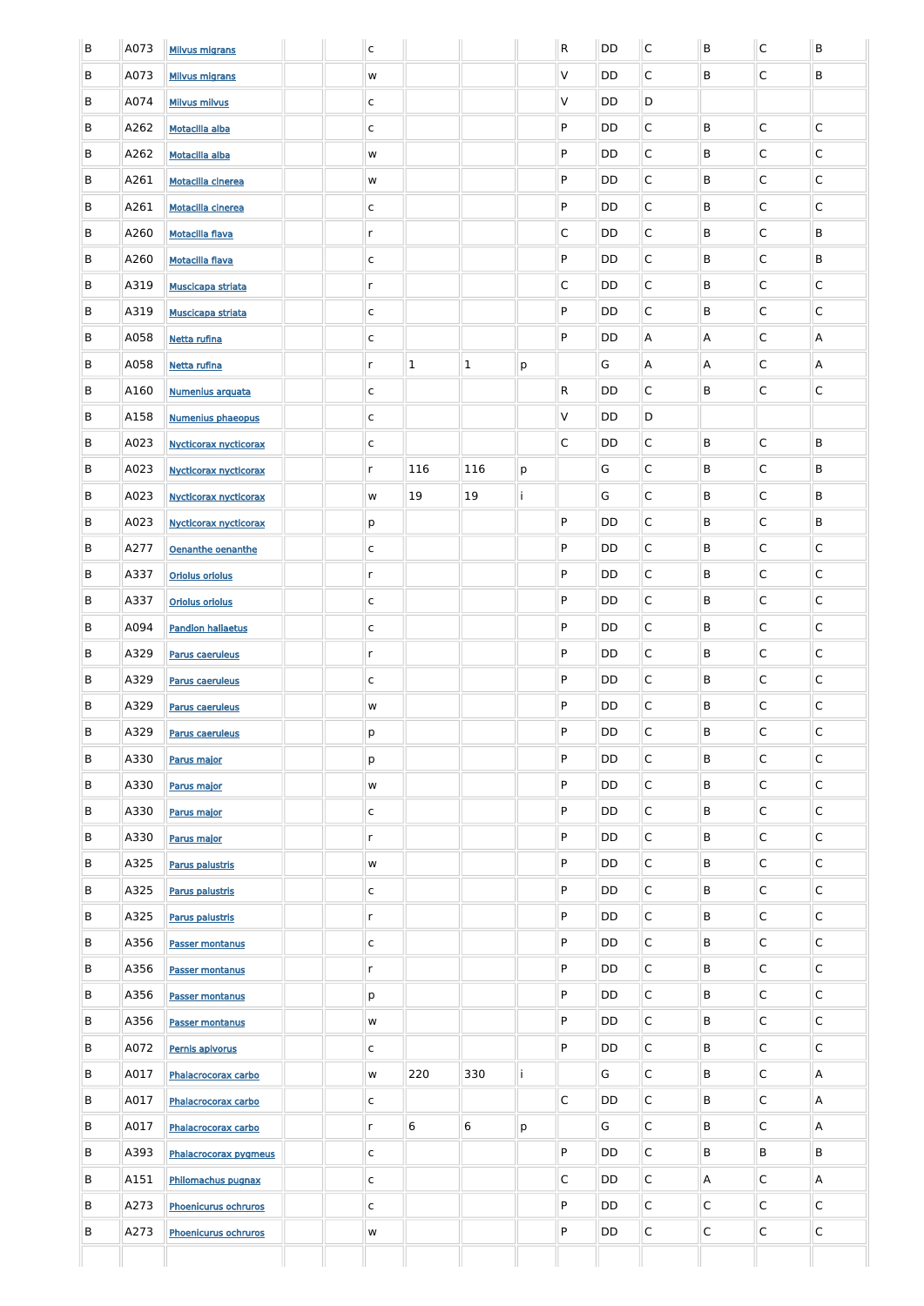| | | | | | | | | | | | | | | | |
|---|---|---|---|---|---|---|---|---|---|---|---|---|---|---|---|
| B | A073 | Milvus migrans | | | c | | | | R | DD | C | B | C | B |
| B | A073 | Milvus migrans | | | w | | | | V | DD | C | B | C | B |
| B | A074 | Milvus milvus | | | c | | | | V | DD | D | | | |
| B | A262 | Motacilla alba | | | c | | | | P | DD | C | B | C | C |
| B | A262 | Motacilla alba | | | w | | | | P | DD | C | B | C | C |
| B | A261 | Motacilla cinerea | | | w | | | | P | DD | C | B | C | C |
| B | A261 | Motacilla cinerea | | | c | | | | P | DD | C | B | C | C |
| B | A260 | Motacilla flava | | | r | | | | C | DD | C | B | C | B |
| B | A260 | Motacilla flava | | | c | | | | P | DD | C | B | C | B |
| B | A319 | Muscicapa striata | | | r | | | | C | DD | C | B | C | C |
| B | A319 | Muscicapa striata | | | c | | | | P | DD | C | B | C | C |
| B | A058 | Netta rufina | | | c | | | | P | DD | A | A | C | A |
| B | A058 | Netta rufina | | | r | 1 | 1 | p | | G | A | A | C | A |
| B | A160 | Numenius arquata | | | c | | | | R | DD | C | B | C | C |
| B | A158 | Numenius phaeopus | | | c | | | | V | DD | D | | | |
| B | A023 | Nycticorax nycticorax | | | c | | | | C | DD | C | B | C | B |
| B | A023 | Nycticorax nycticorax | | | r | 116 | 116 | p | | G | C | B | C | B |
| B | A023 | Nycticorax nycticorax | | | w | 19 | 19 | i | | G | C | B | C | B |
| B | A023 | Nycticorax nycticorax | | | p | | | | P | DD | C | B | C | B |
| B | A277 | Oenanthe oenanthe | | | c | | | | P | DD | C | B | C | C |
| B | A337 | Oriolus oriolus | | | r | | | | P | DD | C | B | C | C |
| B | A337 | Oriolus oriolus | | | c | | | | P | DD | C | B | C | C |
| B | A094 | Pandion haliaetus | | | c | | | | P | DD | C | B | C | C |
| B | A329 | Parus caeruleus | | | r | | | | P | DD | C | B | C | C |
| B | A329 | Parus caeruleus | | | c | | | | P | DD | C | B | C | C |
| B | A329 | Parus caeruleus | | | w | | | | P | DD | C | B | C | C |
| B | A329 | Parus caeruleus | | | p | | | | P | DD | C | B | C | C |
| B | A330 | Parus major | | | p | | | | P | DD | C | B | C | C |
| B | A330 | Parus major | | | w | | | | P | DD | C | B | C | C |
| B | A330 | Parus major | | | c | | | | P | DD | C | B | C | C |
| B | A330 | Parus major | | | r | | | | P | DD | C | B | C | C |
| B | A325 | Parus palustris | | | w | | | | P | DD | C | B | C | C |
| B | A325 | Parus palustris | | | c | | | | P | DD | C | B | C | C |
| B | A325 | Parus palustris | | | r | | | | P | DD | C | B | C | C |
| B | A356 | Passer montanus | | | c | | | | P | DD | C | B | C | C |
| B | A356 | Passer montanus | | | r | | | | P | DD | C | B | C | C |
| B | A356 | Passer montanus | | | p | | | | P | DD | C | B | C | C |
| B | A356 | Passer montanus | | | w | | | | P | DD | C | B | C | C |
| B | A072 | Pernis apivorus | | | c | | | | P | DD | C | B | C | C |
| B | A017 | Phalacrocorax carbo | | | w | 220 | 330 | i | | G | C | B | C | A |
| B | A017 | Phalacrocorax carbo | | | c | | | | C | DD | C | B | C | A |
| B | A017 | Phalacrocorax carbo | | | r | 6 | 6 | p | | G | C | B | C | A |
| B | A393 | Phalacrocorax pygmeus | | | c | | | | P | DD | C | B | B | B |
| B | A151 | Philomachus pugnax | | | c | | | | C | DD | C | A | C | A |
| B | A273 | Phoenicurus ochruros | | | c | | | | P | DD | C | C | C | C |
| B | A273 | Phoenicurus ochruros | | | w | | | | P | DD | C | C | C | C |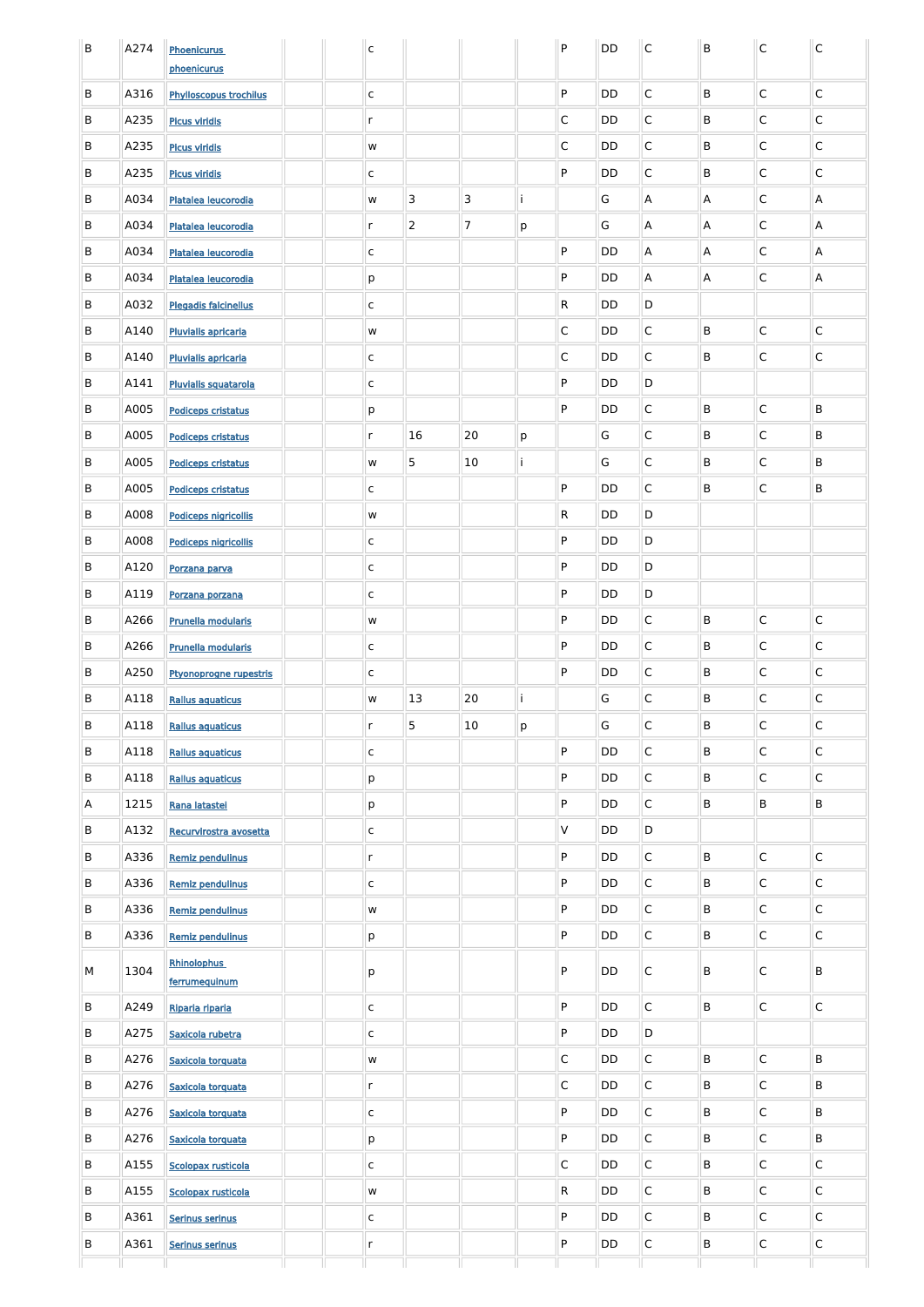| | | | | | | | | | | | | | | | |
|---|---|---|---|---|---|---|---|---|---|---|---|---|---|---|---|
| B | A274 | Phoenicurus phoenicurus | | | c | | | | | P | DD | C | B | C | C |
| B | A316 | Phylloscopus trochilus | | | c | | | | | P | DD | C | B | C | C |
| B | A235 | Picus viridis | | | r | | | | | C | DD | C | B | C | C |
| B | A235 | Picus viridis | | | w | | | | | C | DD | C | B | C | C |
| B | A235 | Picus viridis | | | c | | | | | P | DD | C | B | C | C |
| B | A034 | Platalea leucorodia | | | w | 3 | 3 | i | | | G | A | A | C | A |
| B | A034 | Platalea leucorodia | | | r | 2 | 7 | p | | | G | A | A | C | A |
| B | A034 | Platalea leucorodia | | | c | | | | | P | DD | A | A | C | A |
| B | A034 | Platalea leucorodia | | | p | | | | | P | DD | A | A | C | A |
| B | A032 | Plegadis falcinellus | | | c | | | | | R | DD | D | | | |
| B | A140 | Pluvialis apricaria | | | w | | | | | C | DD | C | B | C | C |
| B | A140 | Pluvialis apricaria | | | c | | | | | C | DD | C | B | C | C |
| B | A141 | Pluvialis squatarola | | | c | | | | | P | DD | D | | | |
| B | A005 | Podiceps cristatus | | | p | | | | | P | DD | C | B | C | B |
| B | A005 | Podiceps cristatus | | | r | 16 | 20 | p | | | G | C | B | C | B |
| B | A005 | Podiceps cristatus | | | w | 5 | 10 | i | | | G | C | B | C | B |
| B | A005 | Podiceps cristatus | | | c | | | | | P | DD | C | B | C | B |
| B | A008 | Podiceps nigricollis | | | w | | | | | R | DD | D | | | |
| B | A008 | Podiceps nigricollis | | | c | | | | | P | DD | D | | | |
| B | A120 | Porzana parva | | | c | | | | | P | DD | D | | | |
| B | A119 | Porzana porzana | | | c | | | | | P | DD | D | | | |
| B | A266 | Prunella modularis | | | w | | | | | P | DD | C | B | C | C |
| B | A266 | Prunella modularis | | | c | | | | | P | DD | C | B | C | C |
| B | A250 | Ptyonoprogne rupestris | | | c | | | | | P | DD | C | B | C | C |
| B | A118 | Rallus aquaticus | | | w | 13 | 20 | i | | | G | C | B | C | C |
| B | A118 | Rallus aquaticus | | | r | 5 | 10 | p | | | G | C | B | C | C |
| B | A118 | Rallus aquaticus | | | c | | | | | P | DD | C | B | C | C |
| B | A118 | Rallus aquaticus | | | p | | | | | P | DD | C | B | C | C |
| A | 1215 | Rana latastei | | | p | | | | | P | DD | C | B | B | B |
| B | A132 | Recurvirostra avosetta | | | c | | | | | V | DD | D | | | |
| B | A336 | Remiz pendulinus | | | r | | | | | P | DD | C | B | C | C |
| B | A336 | Remiz pendulinus | | | c | | | | | P | DD | C | B | C | C |
| B | A336 | Remiz pendulinus | | | w | | | | | P | DD | C | B | C | C |
| B | A336 | Remiz pendulinus | | | p | | | | | P | DD | C | B | C | C |
| M | 1304 | Rhinolophus ferrumequinum | | | p | | | | | P | DD | C | B | C | B |
| B | A249 | Riparia riparia | | | c | | | | | P | DD | C | B | C | C |
| B | A275 | Saxicola rubetra | | | c | | | | | P | DD | D | | | |
| B | A276 | Saxicola torquata | | | w | | | | | C | DD | C | B | C | B |
| B | A276 | Saxicola torquata | | | r | | | | | C | DD | C | B | C | B |
| B | A276 | Saxicola torquata | | | c | | | | | P | DD | C | B | C | B |
| B | A276 | Saxicola torquata | | | p | | | | | P | DD | C | B | C | B |
| B | A155 | Scolopax rusticola | | | c | | | | | C | DD | C | B | C | C |
| B | A155 | Scolopax rusticola | | | w | | | | | R | DD | C | B | C | C |
| B | A361 | Serinus serinus | | | c | | | | | P | DD | C | B | C | C |
| B | A361 | Serinus serinus | | | r | | | | | P | DD | C | B | C | C |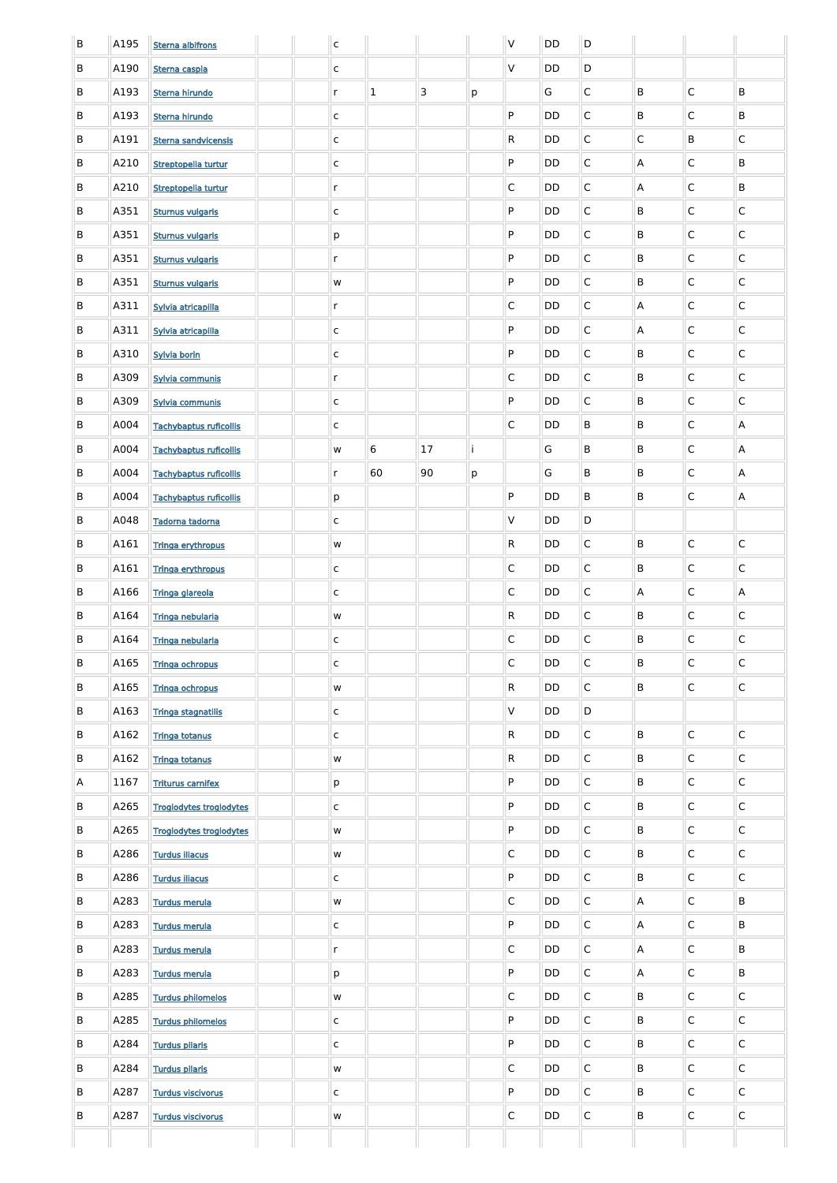| | | | | | | | | | | | | | | | |
|---|---|---|---|---|---|---|---|---|---|---|---|---|---|---|---|
| B | A195 | Sterna albifrons | | | c | | | | | V | DD | D | | | |
| B | A190 | Sterna caspia | | | c | | | | | V | DD | D | | | |
| B | A193 | Sterna hirundo | | | r | 1 | 3 | p | | | G | C | B | C | B |
| B | A193 | Sterna hirundo | | | c | | | | | P | DD | C | B | C | B |
| B | A191 | Sterna sandvicensis | | | c | | | | | R | DD | C | C | B | C |
| B | A210 | Streptopelia turtur | | | c | | | | | P | DD | C | A | C | B |
| B | A210 | Streptopelia turtur | | | r | | | | | C | DD | C | A | C | B |
| B | A351 | Sturnus vulgaris | | | c | | | | | P | DD | C | B | C | C |
| B | A351 | Sturnus vulgaris | | | p | | | | | P | DD | C | B | C | C |
| B | A351 | Sturnus vulgaris | | | r | | | | | P | DD | C | B | C | C |
| B | A351 | Sturnus vulgaris | | | w | | | | | P | DD | C | B | C | C |
| B | A311 | Sylvia atricapilla | | | r | | | | | C | DD | C | A | C | C |
| B | A311 | Sylvia atricapilla | | | c | | | | | P | DD | C | A | C | C |
| B | A310 | Sylvia borin | | | c | | | | | P | DD | C | B | C | C |
| B | A309 | Sylvia communis | | | r | | | | | C | DD | C | B | C | C |
| B | A309 | Sylvia communis | | | c | | | | | P | DD | C | B | C | C |
| B | A004 | Tachybaptus ruficollis | | | c | | | | | C | DD | B | B | C | A |
| B | A004 | Tachybaptus ruficollis | | | w | 6 | 17 | i | | | G | B | B | C | A |
| B | A004 | Tachybaptus ruficollis | | | r | 60 | 90 | p | | | G | B | B | C | A |
| B | A004 | Tachybaptus ruficollis | | | p | | | | | P | DD | B | B | C | A |
| B | A048 | Tadorna tadorna | | | c | | | | | V | DD | D | | | |
| B | A161 | Tringa erythropus | | | w | | | | | R | DD | C | B | C | C |
| B | A161 | Tringa erythropus | | | c | | | | | C | DD | C | B | C | C |
| B | A166 | Tringa glareola | | | c | | | | | C | DD | C | A | C | A |
| B | A164 | Tringa nebularia | | | w | | | | | R | DD | C | B | C | C |
| B | A164 | Tringa nebularia | | | c | | | | | C | DD | C | B | C | C |
| B | A165 | Tringa ochropus | | | c | | | | | C | DD | C | B | C | C |
| B | A165 | Tringa ochropus | | | w | | | | | R | DD | C | B | C | C |
| B | A163 | Tringa stagnatilis | | | c | | | | | V | DD | D | | | |
| B | A162 | Tringa totanus | | | c | | | | | R | DD | C | B | C | C |
| B | A162 | Tringa totanus | | | w | | | | | R | DD | C | B | C | C |
| A | 1167 | Triturus carnifex | | | p | | | | | P | DD | C | B | C | C |
| B | A265 | Troglodytes troglodytes | | | c | | | | | P | DD | C | B | C | C |
| B | A265 | Troglodytes troglodytes | | | w | | | | | P | DD | C | B | C | C |
| B | A286 | Turdus iliacus | | | w | | | | | C | DD | C | B | C | C |
| B | A286 | Turdus iliacus | | | c | | | | | P | DD | C | B | C | C |
| B | A283 | Turdus merula | | | w | | | | | C | DD | C | A | C | B |
| B | A283 | Turdus merula | | | c | | | | | P | DD | C | A | C | B |
| B | A283 | Turdus merula | | | r | | | | | C | DD | C | A | C | B |
| B | A283 | Turdus merula | | | p | | | | | P | DD | C | A | C | B |
| B | A285 | Turdus philomelos | | | w | | | | | C | DD | C | B | C | C |
| B | A285 | Turdus philomelos | | | c | | | | | P | DD | C | B | C | C |
| B | A284 | Turdus pilaris | | | c | | | | | P | DD | C | B | C | C |
| B | A284 | Turdus pilaris | | | w | | | | | C | DD | C | B | C | C |
| B | A287 | Turdus viscivorus | | | c | | | | | P | DD | C | B | C | C |
| B | A287 | Turdus viscivorus | | | w | | | | | C | DD | C | B | C | C |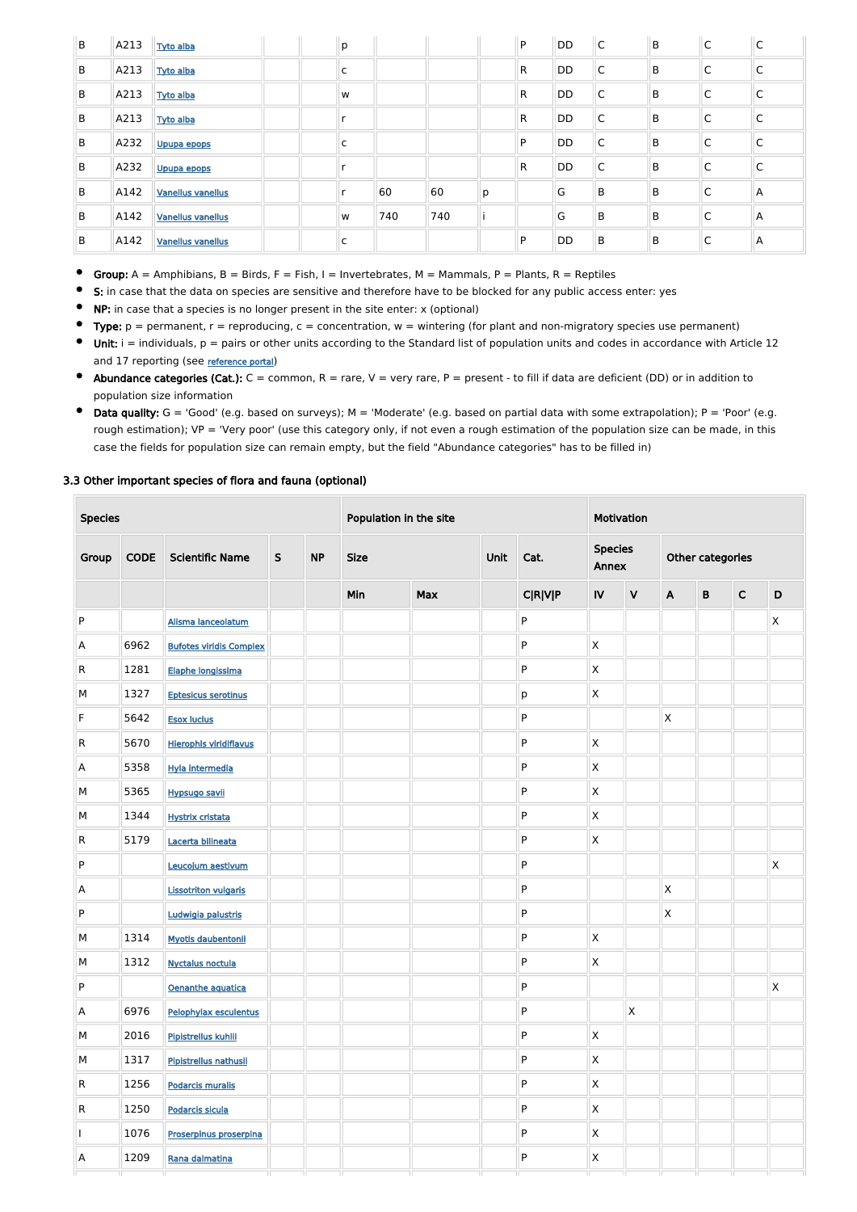| Group | Code | Scientific Name | S | NP | T | Min | Max | Unit | Cat. | D.qual. | A\|B\|C\|D | Con. | Iso. | Glo. |
|---|---|---|---|---|---|---|---|---|---|---|---|---|---|---|
| B | A213 | Tyto alba | | | p | | | | P | DD | C | B | C | C |
| B | A213 | Tyto alba | | | c | | | | R | DD | C | B | C | C |
| B | A213 | Tyto alba | | | w | | | | R | DD | C | B | C | C |
| B | A213 | Tyto alba | | | r | | | | R | DD | C | B | C | C |
| B | A232 | Upupa epops | | | c | | | | P | DD | C | B | C | C |
| B | A232 | Upupa epops | | | r | | | | R | DD | C | B | C | C |
| B | A142 | Vanellus vanellus | | | r | 60 | 60 | p | | G | B | B | C | A |
| B | A142 | Vanellus vanellus | | | w | 740 | 740 | i | | G | B | B | C | A |
| B | A142 | Vanellus vanellus | | | c | | | | P | DD | B | B | C | A |

- **Group:** A = Amphibians, B = Birds, F = Fish, I = Invertebrates, M = Mammals, P = Plants, R = Reptiles
- **S:** in case that the data on species are sensitive and therefore have to be blocked for any public access enter: yes
- **NP:** in case that a species is no longer present in the site enter: x (optional)
- **Type:** p = permanent, r = reproducing, c = concentration, w = wintering (for plant and non-migratory species use permanent)
- **Unit:** i = individuals, p = pairs or other units according to the Standard list of population units and codes in accordance with Article 12 and 17 reporting (see reference portal)
- **Abundance categories (Cat.):** C = common, R = rare, V = very rare, P = present - to fill if data are deficient (DD) or in addition to population size information
- **Data quality:** G = 'Good' (e.g. based on surveys); M = 'Moderate' (e.g. based on partial data with some extrapolation); P = 'Poor' (e.g. rough estimation); VP = 'Very poor' (use this category only, if not even a rough estimation of the population size can be made, in this case the fields for population size can remain empty, but the field "Abundance categories" has to be filled in)

### 3.3 Other important species of flora and fauna (optional)

| Species | | | | | Population in the site | | | | Motivation | | | | | |
|---|---|---|---|---|---|---|---|---|---|---|---|---|---|---|
| Group | CODE | Scientific Name | S | NP | Size | | Unit | Cat. | Species Annex | | Other categories | | | |
| | | | | | Min | Max | | C\|R\|V\|P | IV | V | A | B | C | D |
| P | | Alisma lanceolatum | | | | | | P | | | | | | X |
| A | 6962 | Bufotes viridis Complex | | | | | | P | X | | | | | |
| R | 1281 | Elaphe longissima | | | | | | P | X | | | | | |
| M | 1327 | Eptesicus serotinus | | | | | | p | X | | | | | |
| F | 5642 | Esox lucius | | | | | | P | | | X | | | |
| R | 5670 | Hierophis viridiflavus | | | | | | P | X | | | | | |
| A | 5358 | Hyla intermedia | | | | | | P | X | | | | | |
| M | 5365 | Hypsugo savii | | | | | | P | X | | | | | |
| M | 1344 | Hystrix cristata | | | | | | P | X | | | | | |
| R | 5179 | Lacerta bilineata | | | | | | P | X | | | | | |
| P | | Leucojum aestivum | | | | | | P | | | | | | X |
| A | | Lissotriton vulgaris | | | | | | P | | | X | | | |
| P | | Ludwigia palustris | | | | | | P | | | X | | | |
| M | 1314 | Myotis daubentonii | | | | | | P | X | | | | | |
| M | 1312 | Nyctalus noctula | | | | | | P | X | | | | | |
| P | | Oenanthe aquatica | | | | | | P | | | | | | X |
| A | 6976 | Pelophylax esculentus | | | | | | P | | X | | | | |
| M | 2016 | Pipistrellus kuhlii | | | | | | P | X | | | | | |
| M | 1317 | Pipistrellus nathusii | | | | | | P | X | | | | | |
| R | 1256 | Podarcis muralis | | | | | | P | X | | | | | |
| R | 1250 | Podarcis sicula | | | | | | P | X | | | | | |
| I | 1076 | Proserpinus proserpina | | | | | | P | X | | | | | |
| A | 1209 | Rana dalmatina | | | | | | P | X | | | | | |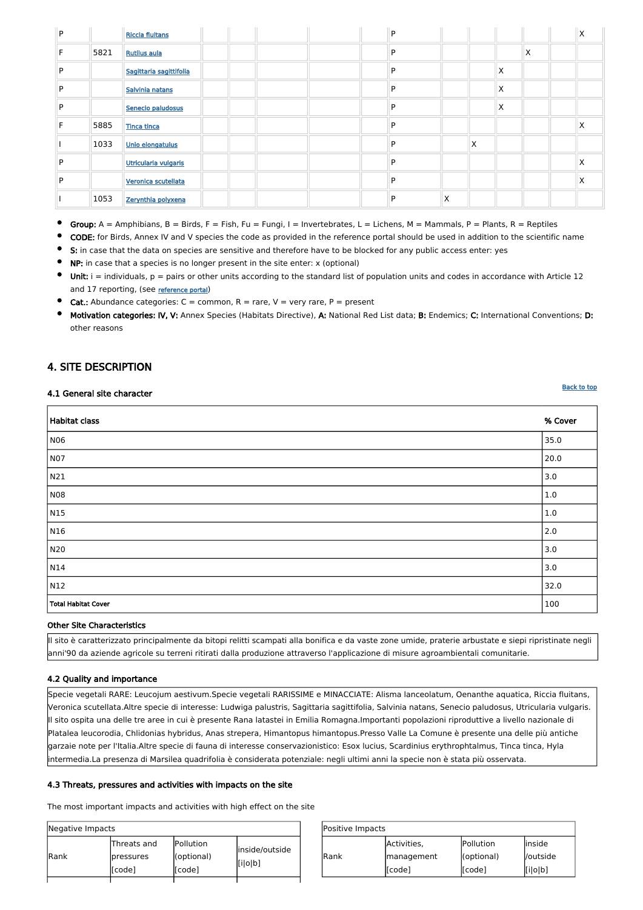| | | | | | | | | | | | | | | | |
|---|---|---|---|---|---|---|---|---|---|---|---|---|---|---|---|
| P | | Riccia fluitans | | | | | | P | | | | | | X |
| F | 5821 | Rutilus aula | | | | | | P | | | | X | | |
| P | | Sagittaria sagittifolia | | | | | | P | | | X | | | |
| P | | Salvinia natans | | | | | | P | | | X | | | |
| P | | Senecio paludosus | | | | | | P | | | X | | | |
| F | 5885 | Tinca tinca | | | | | | P | | | | | | X |
| I | 1033 | Unio elongatulus | | | | | | P | | X | | | | |
| P | | Utricularia vulgaris | | | | | | P | | | | | | X |
| P | | Veronica scutellata | | | | | | P | | | | | | X |
| I | 1053 | Zerynthia polyxena | | | | | | P | X | | | | | |

- **Group:** A = Amphibians, B = Birds, F = Fish, Fu = Fungi, I = Invertebrates, L = Lichens, M = Mammals, P = Plants, R = Reptiles
- **CODE:** for Birds, Annex IV and V species the code as provided in the reference portal should be used in addition to the scientific name
- **S:** in case that the data on species are sensitive and therefore have to be blocked for any public access enter: yes
- **NP:** in case that a species is no longer present in the site enter: x (optional)
- **Unit:** i = individuals, p = pairs or other units according to the standard list of population units and codes in accordance with Article 12 and 17 reporting, (see reference portal)
- **Cat.:** Abundance categories: C = common, R = rare, V = very rare, P = present
- **Motivation categories: IV, V:** Annex Species (Habitats Directive), **A:** National Red List data; **B:** Endemics; **C:** International Conventions; **D:** other reasons

## 4. SITE DESCRIPTION

### 4.1 General site character

Back to top

| Habitat class | % Cover |
|---|---|
| N06 | 35.0 |
| N07 | 20.0 |
| N21 | 3.0 |
| N08 | 1.0 |
| N15 | 1.0 |
| N16 | 2.0 |
| N20 | 3.0 |
| N14 | 3.0 |
| N12 | 32.0 |
| Total Habitat Cover | 100 |

**Other Site Characteristics**

Il sito è caratterizzato principalmente da bitopi relitti scampati alla bonifica e da vaste zone umide, praterie arbustate e siepi ripristinate negli anni'90 da aziende agricole su terreni ritirati dalla produzione attraverso l'applicazione di misure agroambientali comunitarie.

### 4.2 Quality and importance

Specie vegetali RARE: Leucojum aestivum.Specie vegetali RARISSIME e MINACCIATE: Alisma lanceolatum, Oenanthe aquatica, Riccia fluitans, Veronica scutellata.Altre specie di interesse: Ludwigia palustris, Sagittaria sagittifolia, Salvinia natans, Senecio paludosus, Utricularia vulgaris. Il sito ospita una delle tre aree in cui è presente Rana latastei in Emilia Romagna.Importanti popolazioni riproduttive a livello nazionale di Platalea leucorodia, Chlidonias hybridus, Anas strepera, Himantopus himantopus.Presso Valle La Comune è presente una delle più antiche garzaie note per l'Italia.Altre specie di fauna di interesse conservazionistico: Esox lucius, Scardinius erythrophtalmus, Tinca tinca, Hyla intermedia.La presenza di Marsilea quadrifolia è considerata potenziale: negli ultimi anni la specie non è stata più osservata.

### 4.3 Threats, pressures and activities with impacts on the site

The most important impacts and activities with high effect on the site

| Negative Impacts | | | |
|---|---|---|---|
| Rank | Threats and pressures [code] | Pollution (optional) [code] | inside/outside [i\|o\|b] |

| Positive Impacts | | | |
|---|---|---|---|
| Rank | Activities, management [code] | Pollution (optional) [code] | inside /outside [i\|o\|b] |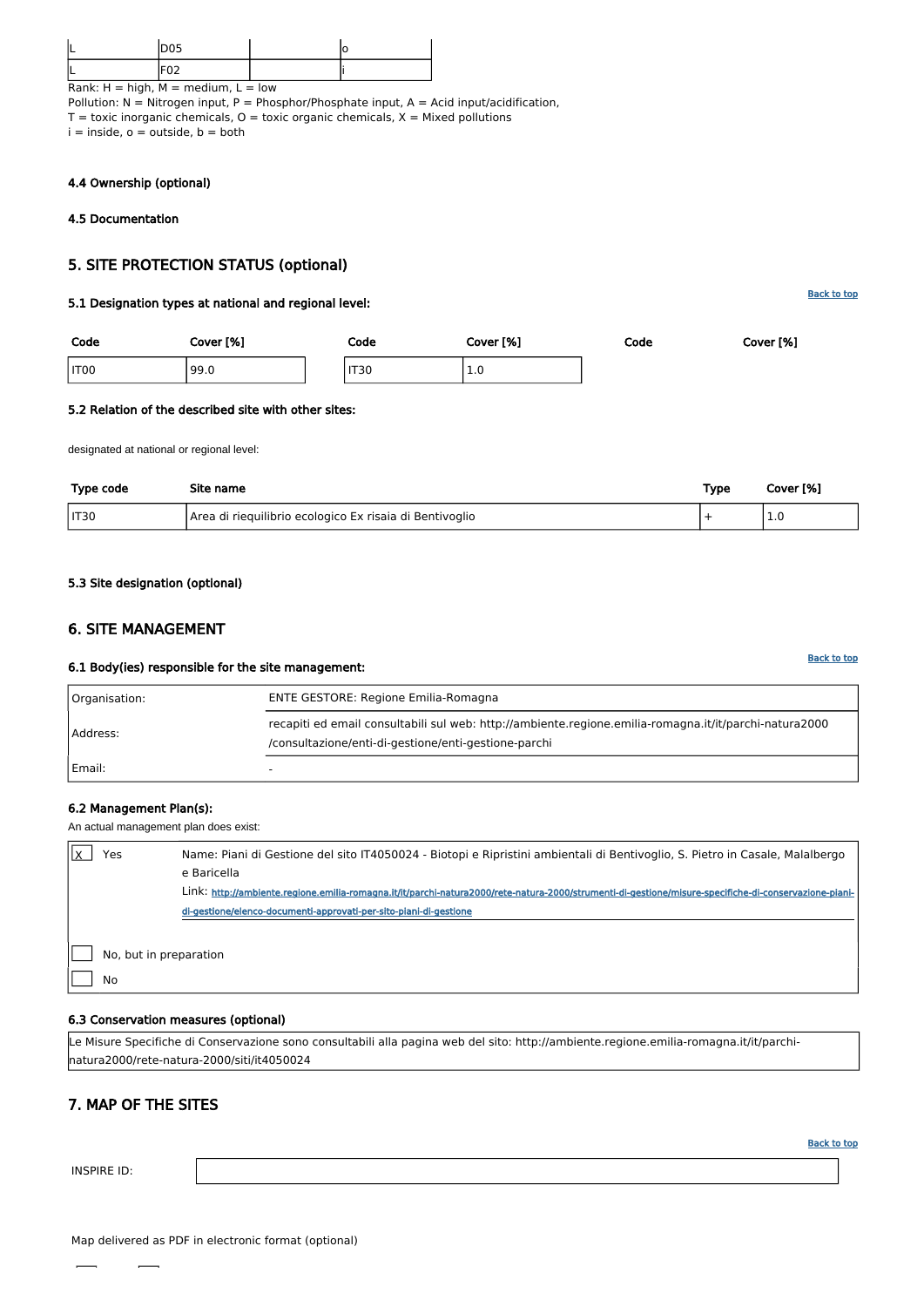| L | D05 | | o |
|---|---|---|---|
| L | F02 | | i |

Rank: H = high, M = medium, L = low
Pollution: N = Nitrogen input, P = Phosphor/Phosphate input, A = Acid input/acidification,
T = toxic inorganic chemicals, O = toxic organic chemicals, X = Mixed pollutions
i = inside, o = outside, b = both

#### 4.4 Ownership (optional)

#### 4.5 Documentation

## 5. SITE PROTECTION STATUS (optional)

### 5.1 Designation types at national and regional level:

Back to top

| Code | Cover [%] | Code | Cover [%] | Code | Cover [%] |
|---|---|---|---|---|---|
| IT00 | 99.0 | IT30 | 1.0 | | |

### 5.2 Relation of the described site with other sites:

designated at national or regional level:

| Type code | Site name | Type | Cover [%] |
|---|---|---|---|
| IT30 | Area di riequilibrio ecologico Ex risaia di Bentivoglio | + | 1.0 |

### 5.3 Site designation (optional)

## 6. SITE MANAGEMENT

### 6.1 Body(ies) responsible for the site management:

Back to top

| | |
|---|---|
| Organisation: | ENTE GESTORE: Regione Emilia-Romagna |
| Address: | recapiti ed email consultabili sul web: http://ambiente.regione.emilia-romagna.it/it/parchi-natura2000/consultazione/enti-di-gestione/enti-gestione-parchi |
| Email: | - |

### 6.2 Management Plan(s):

An actual management plan does exist:

| | | |
|---|---|---|
| X | Yes | Name: Piani di Gestione del sito IT4050024 - Biotopi e Ripristini ambientali di Bentivoglio, S. Pietro in Casale, Malalbergo e Baricella<br>Link: http://ambiente.regione.emilia-romagna.it/it/parchi-natura2000/rete-natura-2000/strumenti-di-gestione/misure-specifiche-di-conservazione-piani-di-gestione/elenco-documenti-approvati-per-sito-piani-di-gestione |
| | No, but in preparation | |
| | No | |

### 6.3 Conservation measures (optional)

Le Misure Specifiche di Conservazione sono consultabili alla pagina web del sito: http://ambiente.regione.emilia-romagna.it/it/parchi-natura2000/rete-natura-2000/siti/it4050024

## 7. MAP OF THE SITES

Back to top

INSPIRE ID:

Map delivered as PDF in electronic format (optional)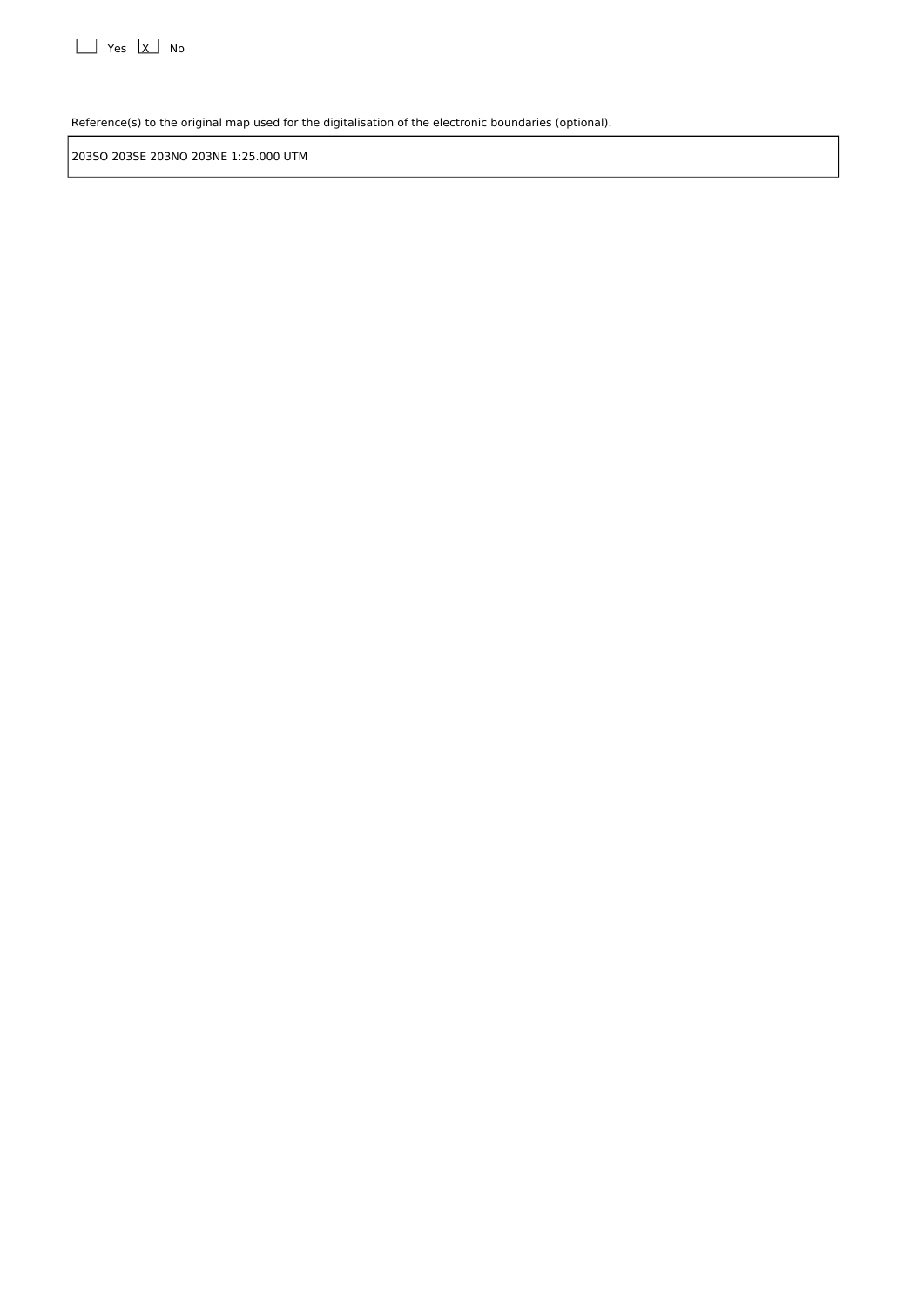☐ Yes ☒ No

Reference(s) to the original map used for the digitalisation of the electronic boundaries (optional).

| |
|---|
| 203SO 203SE 203NO 203NE 1:25.000 UTM |